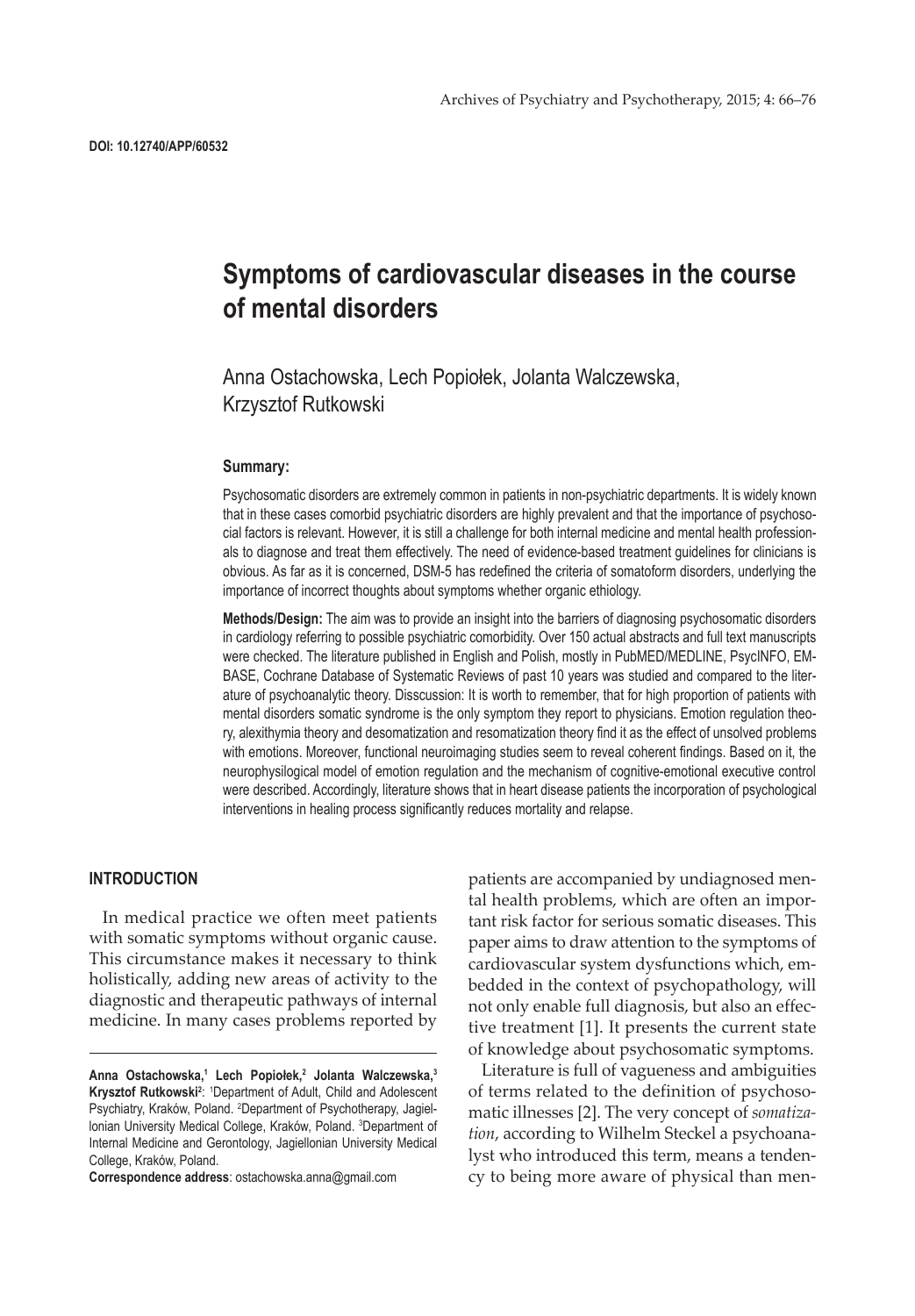DOI: 10.12740/APP/60532

# Symptoms of cardiovascular diseases in the course of mental disorders

Anna Ostachowska, Lech Popiołek, Jolanta Walczewska, Krzysztof Rutkowski

### Summary:

Psychosomatic disorders are extremely common in patients in non-psychiatric departments. It is widely known that in these cases comorbid psychiatric disorders are highly prevalent and that the importance of psychosocial factors is relevant. However, it is still a challenge for both internal medicine and mental health professionals to diagnose and treat them effectively. The need of evidence-based treatment guidelines for clinicians is obvious. As far as it is concerned, DSM-5 has redefined the criteria of somatoform disorders, underlying the importance of incorrect thoughts about symptoms whether organic ethiology.

**Methods/Design:** The aim was to provide an insight into the barriers of diagnosing psychosomatic disorders in cardiology referring to possible psychiatric comorbidity. Over 150 actual abstracts and full text manuscripts were checked. The literature published in English and Polish, mostly in PubMED/MEDLINE, PsycINFO, EMBASE, Cochrane Database of Systematic Reviews of past 10 years was studied and compared to the literature of psychoanalytic theory. Disscussion: It is worth to remember, that for high proportion of patients with mental disorders somatic syndrome is the only symptom they report to physicians. Emotion regulation theory, alexithymia theory and desomatization and resomatization theory find it as the effect of unsolved problems with emotions. Moreover, functional neuroimaging studies seem to reveal coherent findings. Based on it, the neurophysilogical model of emotion regulation and the mechanism of cognitive-emotional executive control were described. Accordingly, literature shows that in heart disease patients the incorporation of psychological interventions in healing process significantly reduces mortality and relapse.

## INTRODUCTION

In medical practice we often meet patients with somatic symptoms without organic cause. This circumstance makes it necessary to think holistically, adding new areas of activity to the diagnostic and therapeutic pathways of internal medicine. In many cases problems reported by patients are accompanied by undiagnosed mental health problems, which are often an important risk factor for serious somatic diseases. This paper aims to draw attention to the symptoms of cardiovascular system dysfunctions which, embedded in the context of psychopathology, will not only enable full diagnosis, but also an effective treatment [1]. It presents the current state of knowledge about psychosomatic symptoms.

Literature is full of vagueness and ambiguities of terms related to the definition of psychosomatic illnesses [2]. The very concept of *somatization*, according to Wilhelm Steckel a psychoanalyst who introduced this term, means a tendency to being more aware of physical than men-

---

**Anna Ostachowska,[1] Lech Popiołek,[2] Jolanta Walczewska,[3] Krzysztof Rutkowski[2]**: [1]Department of Adult, Child and Adolescent Psychiatry, Kraków, Poland. [2]Department of Psychotherapy, Jagiellonian University Medical College, Kraków, Poland. [3]Department of Internal Medicine and Gerontology, Jagiellonian University Medical College, Kraków, Poland.

**Correspondence address**: ostachowska.anna@gmail.com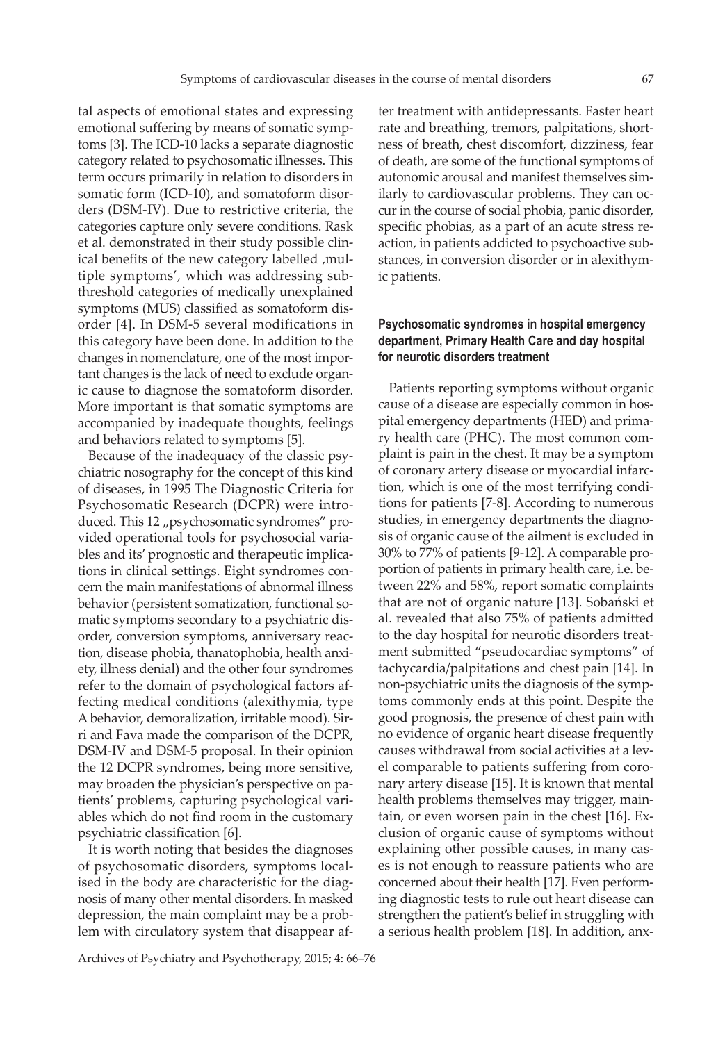tal aspects of emotional states and expressing emotional suffering by means of somatic symptoms [3]. The ICD-10 lacks a separate diagnostic category related to psychosomatic illnesses. This term occurs primarily in relation to disorders in somatic form (ICD-10), and somatoform disorders (DSM-IV). Due to restrictive criteria, the categories capture only severe conditions. Rask et al. demonstrated in their study possible clinical benefits of the new category labelled ,multiple symptoms', which was addressing subthreshold categories of medically unexplained symptoms (MUS) classified as somatoform disorder [4]. In DSM-5 several modifications in this category have been done. In addition to the changes in nomenclature, one of the most important changes is the lack of need to exclude organic cause to diagnose the somatoform disorder. More important is that somatic symptoms are accompanied by inadequate thoughts, feelings and behaviors related to symptoms [5].

Because of the inadequacy of the classic psychiatric nosography for the concept of this kind of diseases, in 1995 The Diagnostic Criteria for Psychosomatic Research (DCPR) were introduced. This 12 „psychosomatic syndromes" provided operational tools for psychosocial variables and its' prognostic and therapeutic implications in clinical settings. Eight syndromes concern the main manifestations of abnormal illness behavior (persistent somatization, functional somatic symptoms secondary to a psychiatric disorder, conversion symptoms, anniversary reaction, disease phobia, thanatophobia, health anxiety, illness denial) and the other four syndromes refer to the domain of psychological factors affecting medical conditions (alexithymia, type A behavior, demoralization, irritable mood). Sirri and Fava made the comparison of the DCPR, DSM-IV and DSM-5 proposal. In their opinion the 12 DCPR syndromes, being more sensitive, may broaden the physician's perspective on patients' problems, capturing psychological variables which do not find room in the customary psychiatric classification [6].

It is worth noting that besides the diagnoses of psychosomatic disorders, symptoms localised in the body are characteristic for the diagnosis of many other mental disorders. In masked depression, the main complaint may be a problem with circulatory system that disappear after treatment with antidepressants. Faster heart rate and breathing, tremors, palpitations, shortness of breath, chest discomfort, dizziness, fear of death, are some of the functional symptoms of autonomic arousal and manifest themselves similarly to cardiovascular problems. They can occur in the course of social phobia, panic disorder, specific phobias, as a part of an acute stress reaction, in patients addicted to psychoactive substances, in conversion disorder or in alexithymic patients.

### Psychosomatic syndromes in hospital emergency department, Primary Health Care and day hospital for neurotic disorders treatment

Patients reporting symptoms without organic cause of a disease are especially common in hospital emergency departments (HED) and primary health care (PHC). The most common complaint is pain in the chest. It may be a symptom of coronary artery disease or myocardial infarction, which is one of the most terrifying conditions for patients [7-8]. According to numerous studies, in emergency departments the diagnosis of organic cause of the ailment is excluded in 30% to 77% of patients [9-12]. A comparable proportion of patients in primary health care, i.e. between 22% and 58%, report somatic complaints that are not of organic nature [13]. Sobański et al. revealed that also 75% of patients admitted to the day hospital for neurotic disorders treatment submitted "pseudocardiac symptoms" of tachycardia/palpitations and chest pain [14]. In non-psychiatric units the diagnosis of the symptoms commonly ends at this point. Despite the good prognosis, the presence of chest pain with no evidence of organic heart disease frequently causes withdrawal from social activities at a level comparable to patients suffering from coronary artery disease [15]. It is known that mental health problems themselves may trigger, maintain, or even worsen pain in the chest [16]. Exclusion of organic cause of symptoms without explaining other possible causes, in many cases is not enough to reassure patients who are concerned about their health [17]. Even performing diagnostic tests to rule out heart disease can strengthen the patient's belief in struggling with a serious health problem [18]. In addition, anx-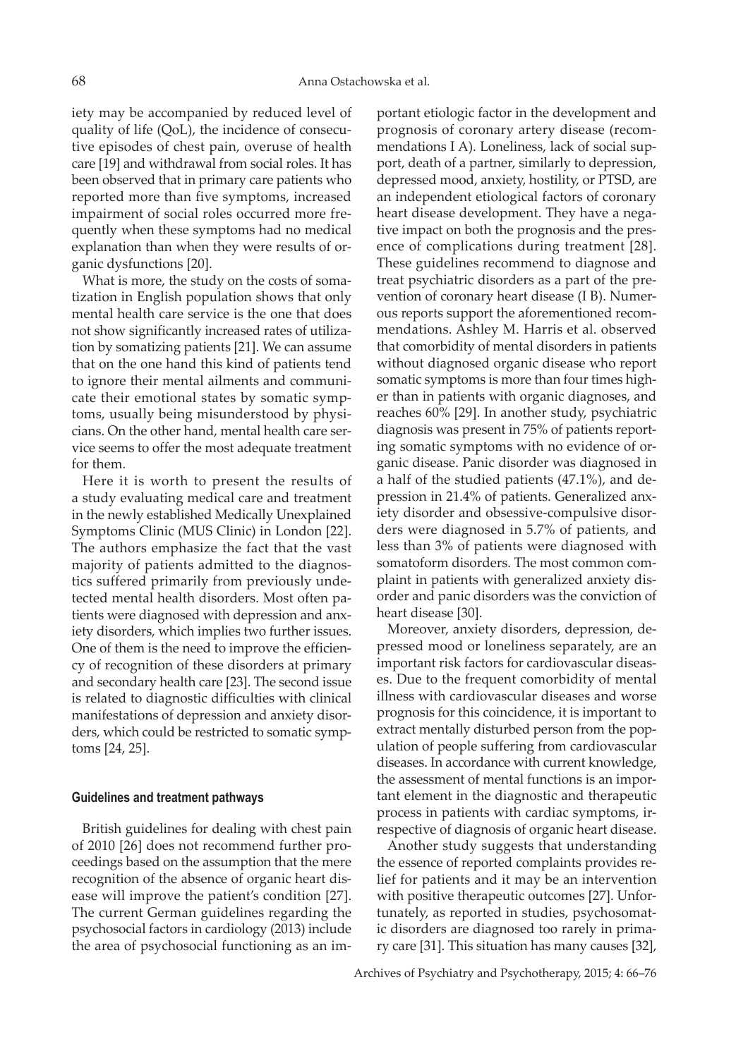iety may be accompanied by reduced level of quality of life (QoL), the incidence of consecutive episodes of chest pain, overuse of health care [19] and withdrawal from social roles. It has been observed that in primary care patients who reported more than five symptoms, increased impairment of social roles occurred more frequently when these symptoms had no medical explanation than when they were results of organic dysfunctions [20].

What is more, the study on the costs of somatization in English population shows that only mental health care service is the one that does not show significantly increased rates of utilization by somatizing patients [21]. We can assume that on the one hand this kind of patients tend to ignore their mental ailments and communicate their emotional states by somatic symptoms, usually being misunderstood by physicians. On the other hand, mental health care service seems to offer the most adequate treatment for them.

Here it is worth to present the results of a study evaluating medical care and treatment in the newly established Medically Unexplained Symptoms Clinic (MUS Clinic) in London [22]. The authors emphasize the fact that the vast majority of patients admitted to the diagnostics suffered primarily from previously undetected mental health disorders. Most often patients were diagnosed with depression and anxiety disorders, which implies two further issues. One of them is the need to improve the efficiency of recognition of these disorders at primary and secondary health care [23]. The second issue is related to diagnostic difficulties with clinical manifestations of depression and anxiety disorders, which could be restricted to somatic symptoms [24, 25].

### Guidelines and treatment pathways

British guidelines for dealing with chest pain of 2010 [26] does not recommend further proceedings based on the assumption that the mere recognition of the absence of organic heart disease will improve the patient's condition [27]. The current German guidelines regarding the psychosocial factors in cardiology (2013) include the area of psychosocial functioning as an important etiologic factor in the development and prognosis of coronary artery disease (recommendations I A). Loneliness, lack of social support, death of a partner, similarly to depression, depressed mood, anxiety, hostility, or PTSD, are an independent etiological factors of coronary heart disease development. They have a negative impact on both the prognosis and the presence of complications during treatment [28]. These guidelines recommend to diagnose and treat psychiatric disorders as a part of the prevention of coronary heart disease (I B). Numerous reports support the aforementioned recommendations. Ashley M. Harris et al. observed that comorbidity of mental disorders in patients without diagnosed organic disease who report somatic symptoms is more than four times higher than in patients with organic diagnoses, and reaches 60% [29]. In another study, psychiatric diagnosis was present in 75% of patients reporting somatic symptoms with no evidence of organic disease. Panic disorder was diagnosed in a half of the studied patients (47.1%), and depression in 21.4% of patients. Generalized anxiety disorder and obsessive-compulsive disorders were diagnosed in 5.7% of patients, and less than 3% of patients were diagnosed with somatoform disorders. The most common complaint in patients with generalized anxiety disorder and panic disorders was the conviction of heart disease [30].

Moreover, anxiety disorders, depression, depressed mood or loneliness separately, are an important risk factors for cardiovascular diseases. Due to the frequent comorbidity of mental illness with cardiovascular diseases and worse prognosis for this coincidence, it is important to extract mentally disturbed person from the population of people suffering from cardiovascular diseases. In accordance with current knowledge, the assessment of mental functions is an important element in the diagnostic and therapeutic process in patients with cardiac symptoms, irrespective of diagnosis of organic heart disease.

Another study suggests that understanding the essence of reported complaints provides relief for patients and it may be an intervention with positive therapeutic outcomes [27]. Unfortunately, as reported in studies, psychosomatic disorders are diagnosed too rarely in primary care [31]. This situation has many causes [32],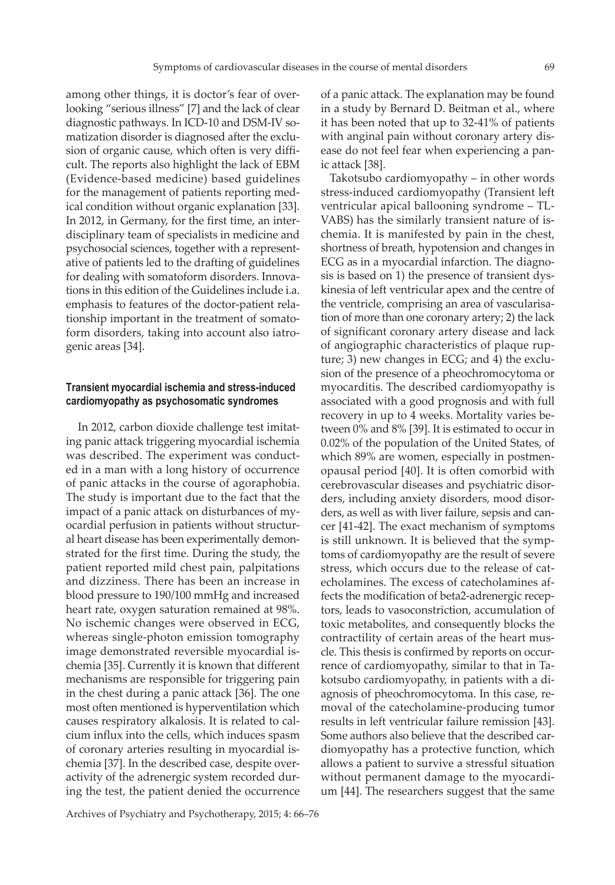among other things, it is doctor's fear of overlooking "serious illness" [7] and the lack of clear diagnostic pathways. In ICD-10 and DSM-IV somatization disorder is diagnosed after the exclusion of organic cause, which often is very difficult. The reports also highlight the lack of EBM (Evidence-based medicine) based guidelines for the management of patients reporting medical condition without organic explanation [33]. In 2012, in Germany, for the first time, an interdisciplinary team of specialists in medicine and psychosocial sciences, together with a representative of patients led to the drafting of guidelines for dealing with somatoform disorders. Innovations in this edition of the Guidelines include i.a. emphasis to features of the doctor-patient relationship important in the treatment of somatoform disorders, taking into account also iatrogenic areas [34].

### Transient myocardial ischemia and stress-induced cardiomyopathy as psychosomatic syndromes

In 2012, carbon dioxide challenge test imitating panic attack triggering myocardial ischemia was described. The experiment was conducted in a man with a long history of occurrence of panic attacks in the course of agoraphobia. The study is important due to the fact that the impact of a panic attack on disturbances of myocardial perfusion in patients without structural heart disease has been experimentally demonstrated for the first time. During the study, the patient reported mild chest pain, palpitations and dizziness. There has been an increase in blood pressure to 190/100 mmHg and increased heart rate, oxygen saturation remained at 98%. No ischemic changes were observed in ECG, whereas single-photon emission tomography image demonstrated reversible myocardial ischemia [35]. Currently it is known that different mechanisms are responsible for triggering pain in the chest during a panic attack [36]. The one most often mentioned is hyperventilation which causes respiratory alkalosis. It is related to calcium influx into the cells, which induces spasm of coronary arteries resulting in myocardial ischemia [37]. In the described case, despite overactivity of the adrenergic system recorded during the test, the patient denied the occurrence of a panic attack. The explanation may be found in a study by Bernard D. Beitman et al., where it has been noted that up to 32-41% of patients with anginal pain without coronary artery disease do not feel fear when experiencing a panic attack [38].

Takotsubo cardiomyopathy – in other words stress-induced cardiomyopathy (Transient left ventricular apical ballooning syndrome – TLVABS) has the similarly transient nature of ischemia. It is manifested by pain in the chest, shortness of breath, hypotension and changes in ECG as in a myocardial infarction. The diagnosis is based on 1) the presence of transient dyskinesia of left ventricular apex and the centre of the ventricle, comprising an area of vascularisation of more than one coronary artery; 2) the lack of significant coronary artery disease and lack of angiographic characteristics of plaque rupture; 3) new changes in ECG; and 4) the exclusion of the presence of a pheochromocytoma or myocarditis. The described cardiomyopathy is associated with a good prognosis and with full recovery in up to 4 weeks. Mortality varies between 0% and 8% [39]. It is estimated to occur in 0.02% of the population of the United States, of which 89% are women, especially in postmenopausal period [40]. It is often comorbid with cerebrovascular diseases and psychiatric disorders, including anxiety disorders, mood disorders, as well as with liver failure, sepsis and cancer [41-42]. The exact mechanism of symptoms is still unknown. It is believed that the symptoms of cardiomyopathy are the result of severe stress, which occurs due to the release of catecholamines. The excess of catecholamines affects the modification of beta2-adrenergic receptors, leads to vasoconstriction, accumulation of toxic metabolites, and consequently blocks the contractility of certain areas of the heart muscle. This thesis is confirmed by reports on occurrence of cardiomyopathy, similar to that in Takotsubo cardiomyopathy, in patients with a diagnosis of pheochromocytoma. In this case, removal of the catecholamine-producing tumor results in left ventricular failure remission [43]. Some authors also believe that the described cardiomyopathy has a protective function, which allows a patient to survive a stressful situation without permanent damage to the myocardium [44]. The researchers suggest that the same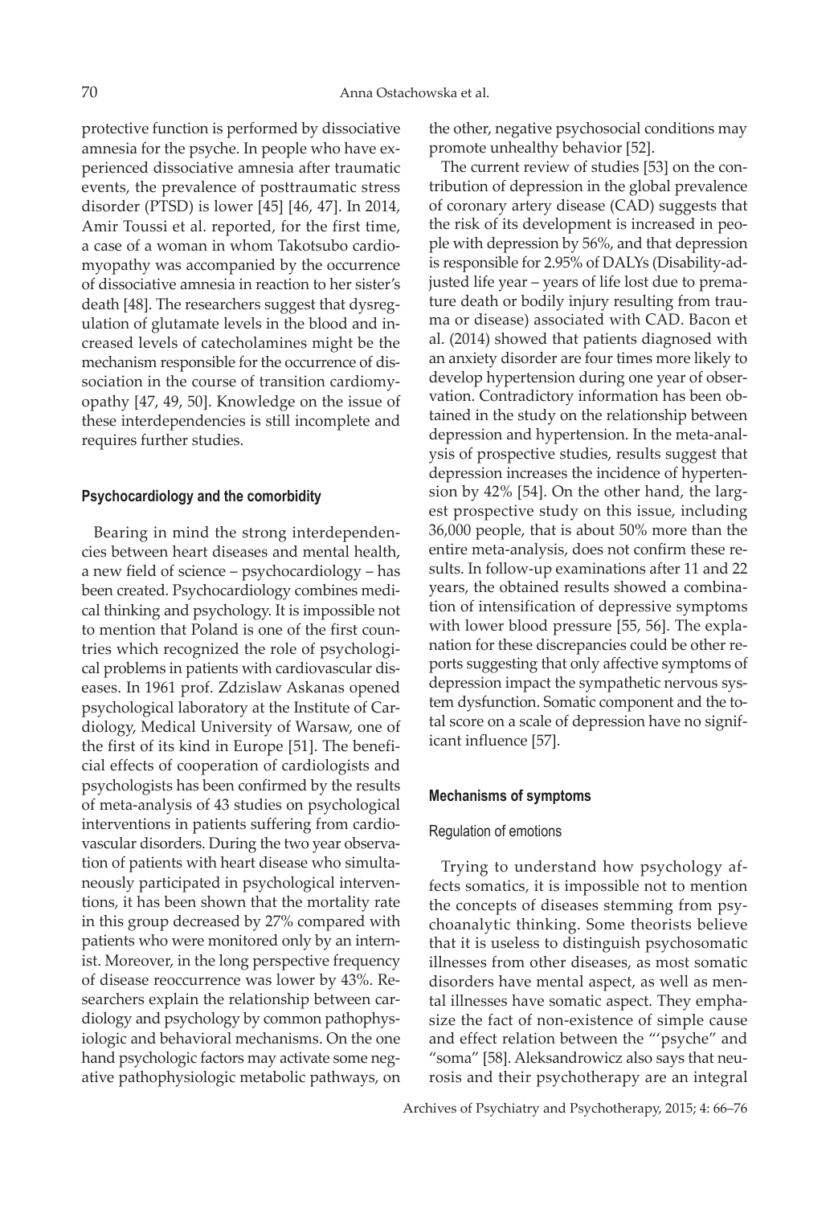protective function is performed by dissociative amnesia for the psyche. In people who have experienced dissociative amnesia after traumatic events, the prevalence of posttraumatic stress disorder (PTSD) is lower [45] [46, 47]. In 2014, Amir Toussi et al. reported, for the first time, a case of a woman in whom Takotsubo cardiomyopathy was accompanied by the occurrence of dissociative amnesia in reaction to her sister's death [48]. The researchers suggest that dysregulation of glutamate levels in the blood and increased levels of catecholamines might be the mechanism responsible for the occurrence of dissociation in the course of transition cardiomyopathy [47, 49, 50]. Knowledge on the issue of these interdependencies is still incomplete and requires further studies.

## Psychocardiology and the comorbidity

Bearing in mind the strong interdependencies between heart diseases and mental health, a new field of science – psychocardiology – has been created. Psychocardiology combines medical thinking and psychology. It is impossible not to mention that Poland is one of the first countries which recognized the role of psychological problems in patients with cardiovascular diseases. In 1961 prof. Zdzislaw Askanas opened psychological laboratory at the Institute of Cardiology, Medical University of Warsaw, one of the first of its kind in Europe [51]. The beneficial effects of cooperation of cardiologists and psychologists has been confirmed by the results of meta-analysis of 43 studies on psychological interventions in patients suffering from cardiovascular disorders. During the two year observation of patients with heart disease who simultaneously participated in psychological interventions, it has been shown that the mortality rate in this group decreased by 27% compared with patients who were monitored only by an internist. Moreover, in the long perspective frequency of disease reoccurrence was lower by 43%. Researchers explain the relationship between cardiology and psychology by common pathophysiologic and behavioral mechanisms. On the one hand psychologic factors may activate some negative pathophysiologic metabolic pathways, on the other, negative psychosocial conditions may promote unhealthy behavior [52].

The current review of studies [53] on the contribution of depression in the global prevalence of coronary artery disease (CAD) suggests that the risk of its development is increased in people with depression by 56%, and that depression is responsible for 2.95% of DALYs (Disability-adjusted life year – years of life lost due to premature death or bodily injury resulting from trauma or disease) associated with CAD. Bacon et al. (2014) showed that patients diagnosed with an anxiety disorder are four times more likely to develop hypertension during one year of observation. Contradictory information has been obtained in the study on the relationship between depression and hypertension. In the meta-analysis of prospective studies, results suggest that depression increases the incidence of hypertension by 42% [54]. On the other hand, the largest prospective study on this issue, including 36,000 people, that is about 50% more than the entire meta-analysis, does not confirm these results. In follow-up examinations after 11 and 22 years, the obtained results showed a combination of intensification of depressive symptoms with lower blood pressure [55, 56]. The explanation for these discrepancies could be other reports suggesting that only affective symptoms of depression impact the sympathetic nervous system dysfunction. Somatic component and the total score on a scale of depression have no significant influence [57].

## Mechanisms of symptoms

### Regulation of emotions

Trying to understand how psychology affects somatics, it is impossible not to mention the concepts of diseases stemming from psychoanalytic thinking. Some theorists believe that it is useless to distinguish psychosomatic illnesses from other diseases, as most somatic disorders have mental aspect, as well as mental illnesses have somatic aspect. They emphasize the fact of non-existence of simple cause and effect relation between the "'psyche" and "soma" [58]. Aleksandrowicz also says that neurosis and their psychotherapy are an integral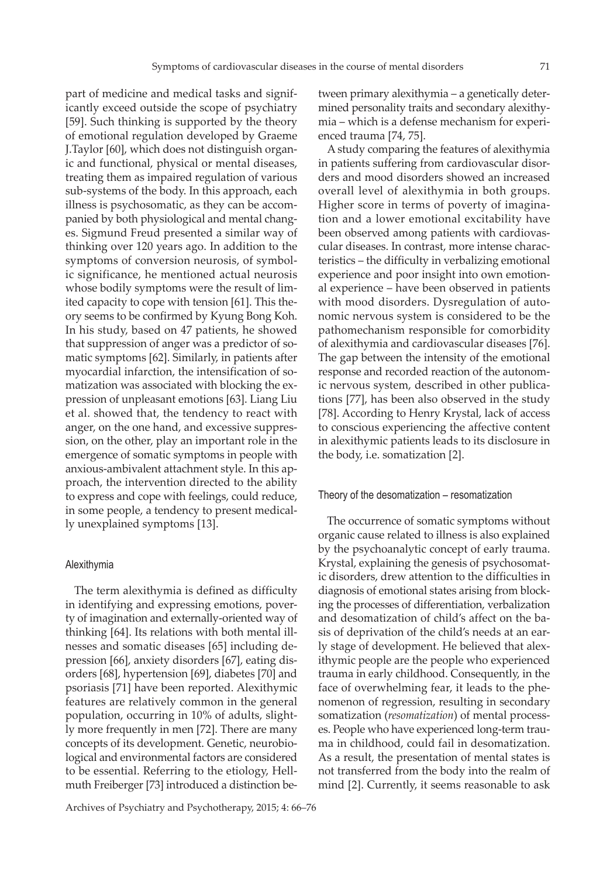part of medicine and medical tasks and significantly exceed outside the scope of psychiatry [59]. Such thinking is supported by the theory of emotional regulation developed by Graeme J.Taylor [60], which does not distinguish organic and functional, physical or mental diseases, treating them as impaired regulation of various sub-systems of the body. In this approach, each illness is psychosomatic, as they can be accompanied by both physiological and mental changes. Sigmund Freud presented a similar way of thinking over 120 years ago. In addition to the symptoms of conversion neurosis, of symbolic significance, he mentioned actual neurosis whose bodily symptoms were the result of limited capacity to cope with tension [61]. This theory seems to be confirmed by Kyung Bong Koh. In his study, based on 47 patients, he showed that suppression of anger was a predictor of somatic symptoms [62]. Similarly, in patients after myocardial infarction, the intensification of somatization was associated with blocking the expression of unpleasant emotions [63]. Liang Liu et al. showed that, the tendency to react with anger, on the one hand, and excessive suppression, on the other, play an important role in the emergence of somatic symptoms in people with anxious-ambivalent attachment style. In this approach, the intervention directed to the ability to express and cope with feelings, could reduce, in some people, a tendency to present medically unexplained symptoms [13].

### Alexithymia

The term alexithymia is defined as difficulty in identifying and expressing emotions, poverty of imagination and externally-oriented way of thinking [64]. Its relations with both mental illnesses and somatic diseases [65] including depression [66], anxiety disorders [67], eating disorders [68], hypertension [69], diabetes [70] and psoriasis [71] have been reported. Alexithymic features are relatively common in the general population, occurring in 10% of adults, slightly more frequently in men [72]. There are many concepts of its development. Genetic, neurobiological and environmental factors are considered to be essential. Referring to the etiology, Hellmuth Freiberger [73] introduced a distinction between primary alexithymia – a genetically determined personality traits and secondary alexithymia – which is a defense mechanism for experienced trauma [74, 75].

A study comparing the features of alexithymia in patients suffering from cardiovascular disorders and mood disorders showed an increased overall level of alexithymia in both groups. Higher score in terms of poverty of imagination and a lower emotional excitability have been observed among patients with cardiovascular diseases. In contrast, more intense characteristics – the difficulty in verbalizing emotional experience and poor insight into own emotional experience – have been observed in patients with mood disorders. Dysregulation of autonomic nervous system is considered to be the pathomechanism responsible for comorbidity of alexithymia and cardiovascular diseases [76]. The gap between the intensity of the emotional response and recorded reaction of the autonomic nervous system, described in other publications [77], has been also observed in the study [78]. According to Henry Krystal, lack of access to conscious experiencing the affective content in alexithymic patients leads to its disclosure in the body, i.e. somatization [2].

### Theory of the desomatization – resomatization

The occurrence of somatic symptoms without organic cause related to illness is also explained by the psychoanalytic concept of early trauma. Krystal, explaining the genesis of psychosomatic disorders, drew attention to the difficulties in diagnosis of emotional states arising from blocking the processes of differentiation, verbalization and desomatization of child's affect on the basis of deprivation of the child's needs at an early stage of development. He believed that alexithymic people are the people who experienced trauma in early childhood. Consequently, in the face of overwhelming fear, it leads to the phenomenon of regression, resulting in secondary somatization (*resomatization*) of mental processes. People who have experienced long-term trauma in childhood, could fail in desomatization. As a result, the presentation of mental states is not transferred from the body into the realm of mind [2]. Currently, it seems reasonable to ask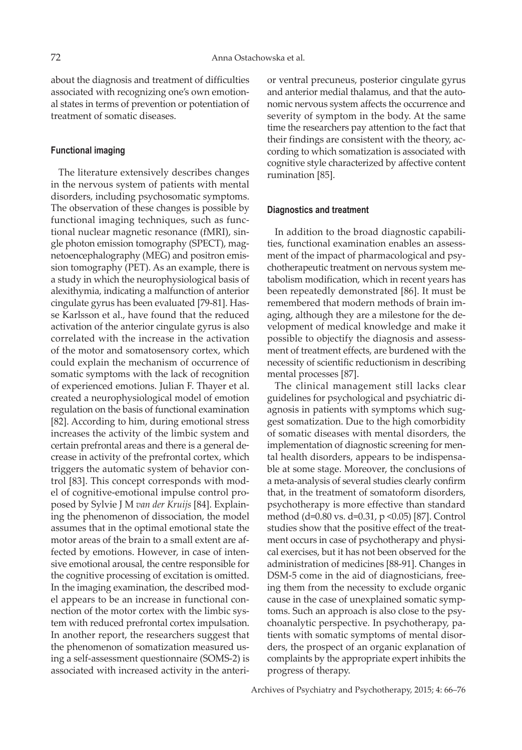about the diagnosis and treatment of difficulties associated with recognizing one's own emotional states in terms of prevention or potentiation of treatment of somatic diseases.

#### Functional imaging

The literature extensively describes changes in the nervous system of patients with mental disorders, including psychosomatic symptoms. The observation of these changes is possible by functional imaging techniques, such as functional nuclear magnetic resonance (fMRI), single photon emission tomography (SPECT), magnetoencephalography (MEG) and positron emission tomography (PET). As an example, there is a study in which the neurophysiological basis of alexithymia, indicating a malfunction of anterior cingulate gyrus has been evaluated [79-81]. Hasse Karlsson et al., have found that the reduced activation of the anterior cingulate gyrus is also correlated with the increase in the activation of the motor and somatosensory cortex, which could explain the mechanism of occurrence of somatic symptoms with the lack of recognition of experienced emotions. Julian F. Thayer et al. created a neurophysiological model of emotion regulation on the basis of functional examination [82]. According to him, during emotional stress increases the activity of the limbic system and certain prefrontal areas and there is a general decrease in activity of the prefrontal cortex, which triggers the automatic system of behavior control [83]. This concept corresponds with model of cognitive-emotional impulse control proposed by Sylvie J M *van der Kruijs* [84]. Explaining the phenomenon of dissociation, the model assumes that in the optimal emotional state the motor areas of the brain to a small extent are affected by emotions. However, in case of intensive emotional arousal, the centre responsible for the cognitive processing of excitation is omitted. In the imaging examination, the described model appears to be an increase in functional connection of the motor cortex with the limbic system with reduced prefrontal cortex impulsation. In another report, the researchers suggest that the phenomenon of somatization measured using a self-assessment questionnaire (SOMS-2) is associated with increased activity in the anterior or ventral precuneus, posterior cingulate gyrus and anterior medial thalamus, and that the autonomic nervous system affects the occurrence and severity of symptom in the body. At the same time the researchers pay attention to the fact that their findings are consistent with the theory, according to which somatization is associated with cognitive style characterized by affective content rumination [85].

#### Diagnostics and treatment

In addition to the broad diagnostic capabilities, functional examination enables an assessment of the impact of pharmacological and psychotherapeutic treatment on nervous system metabolism modification, which in recent years has been repeatedly demonstrated [86]. It must be remembered that modern methods of brain imaging, although they are a milestone for the development of medical knowledge and make it possible to objectify the diagnosis and assessment of treatment effects, are burdened with the necessity of scientific reductionism in describing mental processes [87].

The clinical management still lacks clear guidelines for psychological and psychiatric diagnosis in patients with symptoms which suggest somatization. Due to the high comorbidity of somatic diseases with mental disorders, the implementation of diagnostic screening for mental health disorders, appears to be indispensable at some stage. Moreover, the conclusions of a meta-analysis of several studies clearly confirm that, in the treatment of somatoform disorders, psychotherapy is more effective than standard method ($d=0.80$ vs. $d=0.31$, $p<0.05$) [87]. Control studies show that the positive effect of the treatment occurs in case of psychotherapy and physical exercises, but it has not been observed for the administration of medicines [88-91]. Changes in DSM-5 come in the aid of diagnosticians, freeing them from the necessity to exclude organic cause in the case of unexplained somatic symptoms. Such an approach is also close to the psychoanalytic perspective. In psychotherapy, patients with somatic symptoms of mental disorders, the prospect of an organic explanation of complaints by the appropriate expert inhibits the progress of therapy.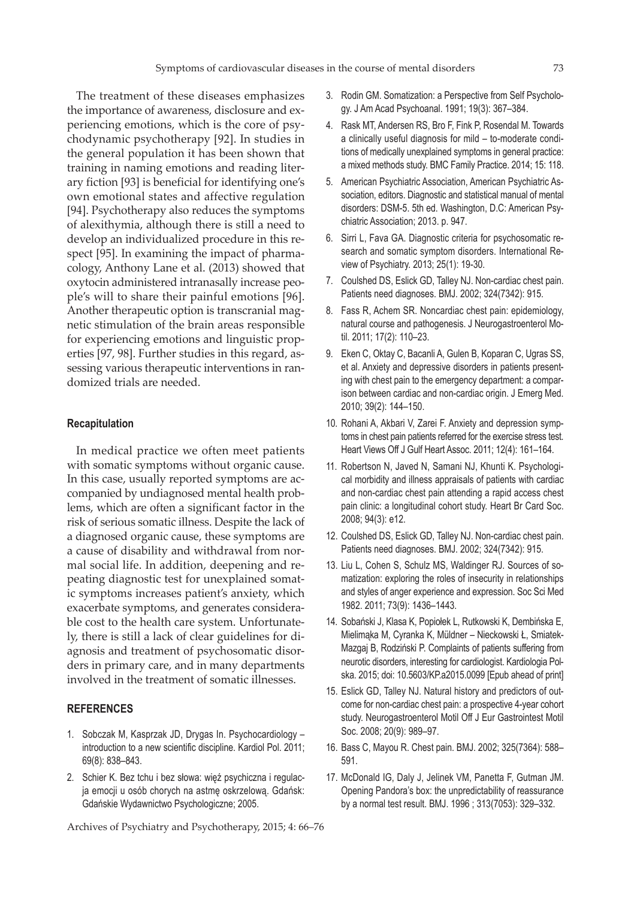The treatment of these diseases emphasizes the importance of awareness, disclosure and experiencing emotions, which is the core of psychodynamic psychotherapy [92]. In studies in the general population it has been shown that training in naming emotions and reading literary fiction [93] is beneficial for identifying one's own emotional states and affective regulation [94]. Psychotherapy also reduces the symptoms of alexithymia, although there is still a need to develop an individualized procedure in this respect [95]. In examining the impact of pharmacology, Anthony Lane et al. (2013) showed that oxytocin administered intranasally increase people's will to share their painful emotions [96]. Another therapeutic option is transcranial magnetic stimulation of the brain areas responsible for experiencing emotions and linguistic properties [97, 98]. Further studies in this regard, assessing various therapeutic interventions in randomized trials are needed.

## Recapitulation

In medical practice we often meet patients with somatic symptoms without organic cause. In this case, usually reported symptoms are accompanied by undiagnosed mental health problems, which are often a significant factor in the risk of serious somatic illness. Despite the lack of a diagnosed organic cause, these symptoms are a cause of disability and withdrawal from normal social life. In addition, deepening and repeating diagnostic test for unexplained somatic symptoms increases patient's anxiety, which exacerbate symptoms, and generates considerable cost to the health care system. Unfortunately, there is still a lack of clear guidelines for diagnosis and treatment of psychosomatic disorders in primary care, and in many departments involved in the treatment of somatic illnesses.

## REFERENCES

1. Sobczak M, Kasprzak JD, Drygas In. Psychocardiology – introduction to a new scientific discipline. Kardiol Pol. 2011; 69(8): 838–843.
2. Schier K. Bez tchu i bez słowa: więź psychiczna i regulacja emocji u osób chorych na astmę oskrzelową. Gdańsk: Gdańskie Wydawnictwo Psychologiczne; 2005.
3. Rodin GM. Somatization: a Perspective from Self Psychology. J Am Acad Psychoanal. 1991; 19(3): 367–384.
4. Rask MT, Andersen RS, Bro F, Fink P, Rosendal M. Towards a clinically useful diagnosis for mild – to-moderate conditions of medically unexplained symptoms in general practice: a mixed methods study. BMC Family Practice. 2014; 15: 118.
5. American Psychiatric Association, American Psychiatric Association, editors. Diagnostic and statistical manual of mental disorders: DSM-5. 5th ed. Washington, D.C: American Psychiatric Association; 2013. p. 947.
6. Sirri L, Fava GA. Diagnostic criteria for psychosomatic research and somatic symptom disorders. International Review of Psychiatry. 2013; 25(1): 19-30.
7. Coulshed DS, Eslick GD, Talley NJ. Non-cardiac chest pain. Patients need diagnoses. BMJ. 2002; 324(7342): 915.
8. Fass R, Achem SR. Noncardiac chest pain: epidemiology, natural course and pathogenesis. J Neurogastroenterol Motil. 2011; 17(2): 110–23.
9. Eken C, Oktay C, Bacanli A, Gulen B, Koparan C, Ugras SS, et al. Anxiety and depressive disorders in patients presenting with chest pain to the emergency department: a comparison between cardiac and non-cardiac origin. J Emerg Med. 2010; 39(2): 144–150.
10. Rohani A, Akbari V, Zarei F. Anxiety and depression symptoms in chest pain patients referred for the exercise stress test. Heart Views Off J Gulf Heart Assoc. 2011; 12(4): 161–164.
11. Robertson N, Javed N, Samani NJ, Khunti K. Psychological morbidity and illness appraisals of patients with cardiac and non-cardiac chest pain attending a rapid access chest pain clinic: a longitudinal cohort study. Heart Br Card Soc. 2008; 94(3): e12.
12. Coulshed DS, Eslick GD, Talley NJ. Non-cardiac chest pain. Patients need diagnoses. BMJ. 2002; 324(7342): 915.
13. Liu L, Cohen S, Schulz MS, Waldinger RJ. Sources of somatization: exploring the roles of insecurity in relationships and styles of anger experience and expression. Soc Sci Med 1982. 2011; 73(9): 1436–1443.
14. Sobański J, Klasa K, Popiołek L, Rutkowski K, Dembińska E, Mielimąka M, Cyranka K, Müldner – Nieckowski Ł, Smiatek-Mazgaj B, Rodziński P. Complaints of patients suffering from neurotic disorders, interesting for cardiologist. Kardiologia Polska. 2015; doi: 10.5603/KP.a2015.0099 [Epub ahead of print]
15. Eslick GD, Talley NJ. Natural history and predictors of outcome for non-cardiac chest pain: a prospective 4-year cohort study. Neurogastroenterol Motil Off J Eur Gastrointest Motil Soc. 2008; 20(9): 989–97.
16. Bass C, Mayou R. Chest pain. BMJ. 2002; 325(7364): 588–591.
17. McDonald IG, Daly J, Jelinek VM, Panetta F, Gutman JM. Opening Pandora's box: the unpredictability of reassurance by a normal test result. BMJ. 1996 ; 313(7053): 329–332.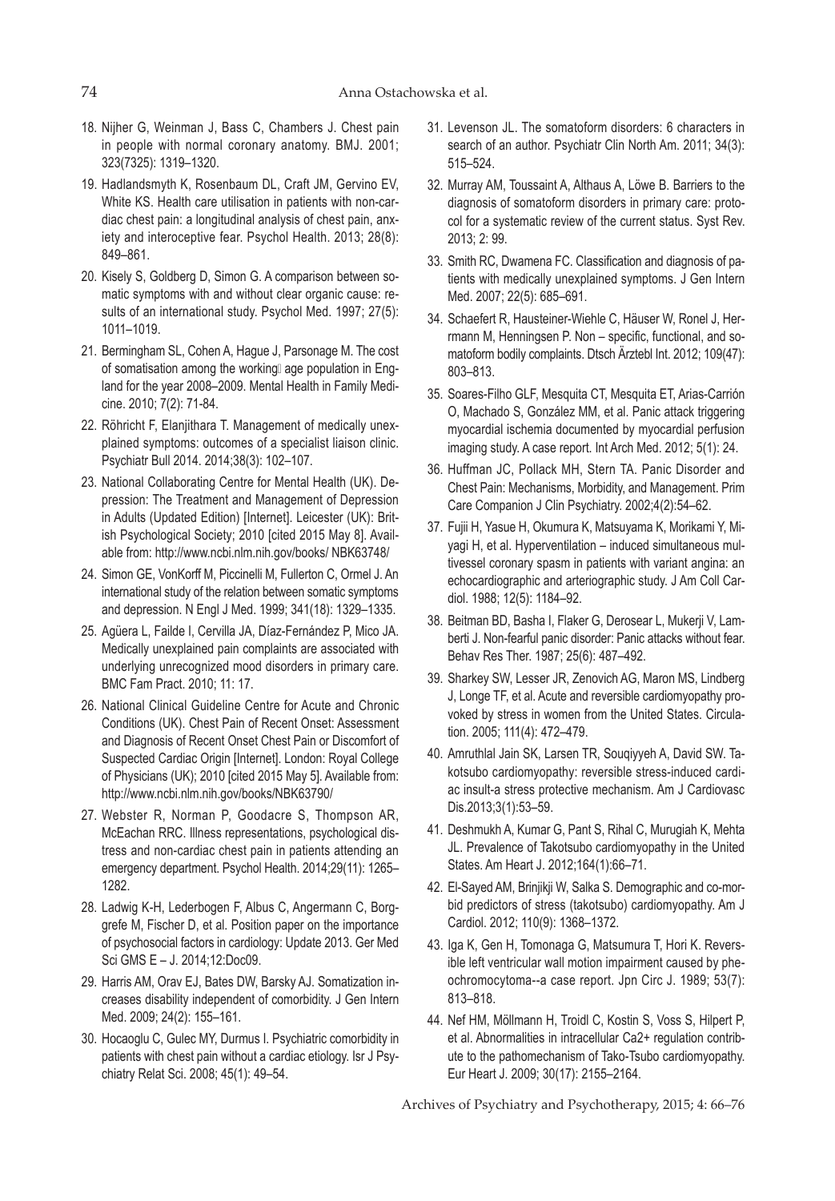18. Nijher G, Weinman J, Bass C, Chambers J. Chest pain in people with normal coronary anatomy. BMJ. 2001; 323(7325): 1319–1320.
19. Hadlandsmyth K, Rosenbaum DL, Craft JM, Gervino EV, White KS. Health care utilisation in patients with non-cardiac chest pain: a longitudinal analysis of chest pain, anxiety and interoceptive fear. Psychol Health. 2013; 28(8): 849–861.
20. Kisely S, Goldberg D, Simon G. A comparison between somatic symptoms with and without clear organic cause: results of an international study. Psychol Med. 1997; 27(5): 1011–1019.
21. Bermingham SL, Cohen A, Hague J, Parsonage M. The cost of somatisation among the working age population in England for the year 2008–2009. Mental Health in Family Medicine. 2010; 7(2): 71-84.
22. Röhricht F, Elanjithara T. Management of medically unexplained symptoms: outcomes of a specialist liaison clinic. Psychiatr Bull 2014. 2014;38(3): 102–107.
23. National Collaborating Centre for Mental Health (UK). Depression: The Treatment and Management of Depression in Adults (Updated Edition) [Internet]. Leicester (UK): British Psychological Society; 2010 [cited 2015 May 8]. Available from: http://www.ncbi.nlm.nih.gov/books/ NBK63748/
24. Simon GE, VonKorff M, Piccinelli M, Fullerton C, Ormel J. An international study of the relation between somatic symptoms and depression. N Engl J Med. 1999; 341(18): 1329–1335.
25. Agüera L, Failde I, Cervilla JA, Díaz-Fernández P, Mico JA. Medically unexplained pain complaints are associated with underlying unrecognized mood disorders in primary care. BMC Fam Pract. 2010; 11: 17.
26. National Clinical Guideline Centre for Acute and Chronic Conditions (UK). Chest Pain of Recent Onset: Assessment and Diagnosis of Recent Onset Chest Pain or Discomfort of Suspected Cardiac Origin [Internet]. London: Royal College of Physicians (UK); 2010 [cited 2015 May 5]. Available from: http://www.ncbi.nlm.nih.gov/books/NBK63790/
27. Webster R, Norman P, Goodacre S, Thompson AR, McEachan RRC. Illness representations, psychological distress and non-cardiac chest pain in patients attending an emergency department. Psychol Health. 2014;29(11): 1265–1282.
28. Ladwig K-H, Lederbogen F, Albus C, Angermann C, Borggrefe M, Fischer D, et al. Position paper on the importance of psychosocial factors in cardiology: Update 2013. Ger Med Sci GMS E – J. 2014;12:Doc09.
29. Harris AM, Orav EJ, Bates DW, Barsky AJ. Somatization increases disability independent of comorbidity. J Gen Intern Med. 2009; 24(2): 155–161.
30. Hocaoglu C, Gulec MY, Durmus I. Psychiatric comorbidity in patients with chest pain without a cardiac etiology. Isr J Psychiatry Relat Sci. 2008; 45(1): 49–54.
31. Levenson JL. The somatoform disorders: 6 characters in search of an author. Psychiatr Clin North Am. 2011; 34(3): 515–524.
32. Murray AM, Toussaint A, Althaus A, Löwe B. Barriers to the diagnosis of somatoform disorders in primary care: protocol for a systematic review of the current status. Syst Rev. 2013; 2: 99.
33. Smith RC, Dwamena FC. Classification and diagnosis of patients with medically unexplained symptoms. J Gen Intern Med. 2007; 22(5): 685–691.
34. Schaefert R, Hausteiner-Wiehle C, Häuser W, Ronel J, Herrmann M, Henningsen P. Non – specific, functional, and somatoform bodily complaints. Dtsch Ärztebl Int. 2012; 109(47): 803–813.
35. Soares-Filho GLF, Mesquita CT, Mesquita ET, Arias-Carrión O, Machado S, González MM, et al. Panic attack triggering myocardial ischemia documented by myocardial perfusion imaging study. A case report. Int Arch Med. 2012; 5(1): 24.
36. Huffman JC, Pollack MH, Stern TA. Panic Disorder and Chest Pain: Mechanisms, Morbidity, and Management. Prim Care Companion J Clin Psychiatry. 2002;4(2):54–62.
37. Fujii H, Yasue H, Okumura K, Matsuyama K, Morikami Y, Miyagi H, et al. Hyperventilation – induced simultaneous multivessel coronary spasm in patients with variant angina: an echocardiographic and arteriographic study. J Am Coll Cardiol. 1988; 12(5): 1184–92.
38. Beitman BD, Basha I, Flaker G, Derosear L, Mukerji V, Lamberti J. Non-fearful panic disorder: Panic attacks without fear. Behav Res Ther. 1987; 25(6): 487–492.
39. Sharkey SW, Lesser JR, Zenovich AG, Maron MS, Lindberg J, Longe TF, et al. Acute and reversible cardiomyopathy provoked by stress in women from the United States. Circulation. 2005; 111(4): 472–479.
40. Amruthlal Jain SK, Larsen TR, Souqiyyeh A, David SW. Takotsubo cardiomyopathy: reversible stress-induced cardiac insult-a stress protective mechanism. Am J Cardiovasc Dis.2013;3(1):53–59.
41. Deshmukh A, Kumar G, Pant S, Rihal C, Murugiah K, Mehta JL. Prevalence of Takotsubo cardiomyopathy in the United States. Am Heart J. 2012;164(1):66–71.
42. El-Sayed AM, Brinjikji W, Salka S. Demographic and co-morbid predictors of stress (takotsubo) cardiomyopathy. Am J Cardiol. 2012; 110(9): 1368–1372.
43. Iga K, Gen H, Tomonaga G, Matsumura T, Hori K. Reversible left ventricular wall motion impairment caused by pheochromocytoma--a case report. Jpn Circ J. 1989; 53(7): 813–818.
44. Nef HM, Möllmann H, Troidl C, Kostin S, Voss S, Hilpert P, et al. Abnormalities in intracellular Ca2+ regulation contribute to the pathomechanism of Tako-Tsubo cardiomyopathy. Eur Heart J. 2009; 30(17): 2155–2164.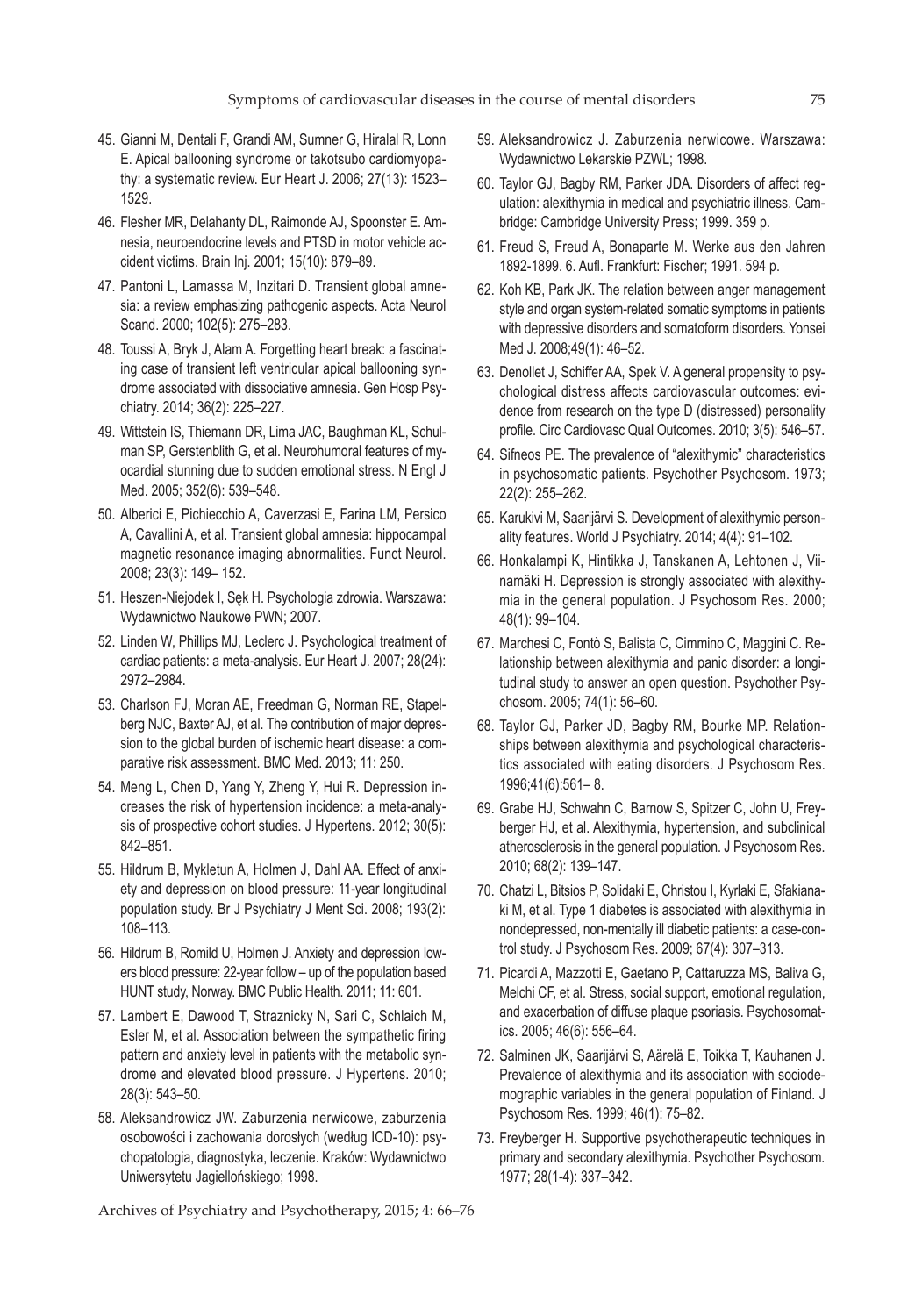45. Gianni M, Dentali F, Grandi AM, Sumner G, Hiralal R, Lonn E. Apical ballooning syndrome or takotsubo cardiomyopathy: a systematic review. Eur Heart J. 2006; 27(13): 1523–1529.
46. Flesher MR, Delahanty DL, Raimonde AJ, Spoonster E. Amnesia, neuroendocrine levels and PTSD in motor vehicle accident victims. Brain Inj. 2001; 15(10): 879–89.
47. Pantoni L, Lamassa M, Inzitari D. Transient global amnesia: a review emphasizing pathogenic aspects. Acta Neurol Scand. 2000; 102(5): 275–283.
48. Toussi A, Bryk J, Alam A. Forgetting heart break: a fascinating case of transient left ventricular apical ballooning syndrome associated with dissociative amnesia. Gen Hosp Psychiatry. 2014; 36(2): 225–227.
49. Wittstein IS, Thiemann DR, Lima JAC, Baughman KL, Schulman SP, Gerstenblith G, et al. Neurohumoral features of myocardial stunning due to sudden emotional stress. N Engl J Med. 2005; 352(6): 539–548.
50. Alberici E, Pichiecchio A, Caverzasi E, Farina LM, Persico A, Cavallini A, et al. Transient global amnesia: hippocampal magnetic resonance imaging abnormalities. Funct Neurol. 2008; 23(3): 149– 152.
51. Heszen-Niejodek I, Sęk H. Psychologia zdrowia. Warszawa: Wydawnictwo Naukowe PWN; 2007.
52. Linden W, Phillips MJ, Leclerc J. Psychological treatment of cardiac patients: a meta-analysis. Eur Heart J. 2007; 28(24): 2972–2984.
53. Charlson FJ, Moran AE, Freedman G, Norman RE, Stapelberg NJC, Baxter AJ, et al. The contribution of major depression to the global burden of ischemic heart disease: a comparative risk assessment. BMC Med. 2013; 11: 250.
54. Meng L, Chen D, Yang Y, Zheng Y, Hui R. Depression increases the risk of hypertension incidence: a meta-analysis of prospective cohort studies. J Hypertens. 2012; 30(5): 842–851.
55. Hildrum B, Mykletun A, Holmen J, Dahl AA. Effect of anxiety and depression on blood pressure: 11-year longitudinal population study. Br J Psychiatry J Ment Sci. 2008; 193(2): 108–113.
56. Hildrum B, Romild U, Holmen J. Anxiety and depression lowers blood pressure: 22-year follow – up of the population based HUNT study, Norway. BMC Public Health. 2011; 11: 601.
57. Lambert E, Dawood T, Straznicky N, Sari C, Schlaich M, Esler M, et al. Association between the sympathetic firing pattern and anxiety level in patients with the metabolic syndrome and elevated blood pressure. J Hypertens. 2010; 28(3): 543–50.
58. Aleksandrowicz JW. Zaburzenia nerwicowe, zaburzenia osobowości i zachowania dorosłych (według ICD-10): psychopatologia, diagnostyka, leczenie. Kraków: Wydawnictwo Uniwersytetu Jagiellońskiego; 1998.
59. Aleksandrowicz J. Zaburzenia nerwicowe. Warszawa: Wydawnictwo Lekarskie PZWL; 1998.
60. Taylor GJ, Bagby RM, Parker JDA. Disorders of affect regulation: alexithymia in medical and psychiatric illness. Cambridge: Cambridge University Press; 1999. 359 p.
61. Freud S, Freud A, Bonaparte M. Werke aus den Jahren 1892-1899. 6. Aufl. Frankfurt: Fischer; 1991. 594 p.
62. Koh KB, Park JK. The relation between anger management style and organ system-related somatic symptoms in patients with depressive disorders and somatoform disorders. Yonsei Med J. 2008;49(1): 46–52.
63. Denollet J, Schiffer AA, Spek V. A general propensity to psychological distress affects cardiovascular outcomes: evidence from research on the type D (distressed) personality profile. Circ Cardiovasc Qual Outcomes. 2010; 3(5): 546–57.
64. Sifneos PE. The prevalence of "alexithymic" characteristics in psychosomatic patients. Psychother Psychosom. 1973; 22(2): 255–262.
65. Karukivi M, Saarijärvi S. Development of alexithymic personality features. World J Psychiatry. 2014; 4(4): 91–102.
66. Honkalampi K, Hintikka J, Tanskanen A, Lehtonen J, Viinamäki H. Depression is strongly associated with alexithymia in the general population. J Psychosom Res. 2000; 48(1): 99–104.
67. Marchesi C, Fontò S, Balista C, Cimmino C, Maggini C. Relationship between alexithymia and panic disorder: a longitudinal study to answer an open question. Psychother Psychosom. 2005; 74(1): 56–60.
68. Taylor GJ, Parker JD, Bagby RM, Bourke MP. Relationships between alexithymia and psychological characteristics associated with eating disorders. J Psychosom Res. 1996;41(6):561– 8.
69. Grabe HJ, Schwahn C, Barnow S, Spitzer C, John U, Freyberger HJ, et al. Alexithymia, hypertension, and subclinical atherosclerosis in the general population. J Psychosom Res. 2010; 68(2): 139–147.
70. Chatzi L, Bitsios P, Solidaki E, Christou I, Kyrlaki E, Sfakianaki M, et al. Type 1 diabetes is associated with alexithymia in nondepressed, non-mentally ill diabetic patients: a case-control study. J Psychosom Res. 2009; 67(4): 307–313.
71. Picardi A, Mazzotti E, Gaetano P, Cattaruzza MS, Baliva G, Melchi CF, et al. Stress, social support, emotional regulation, and exacerbation of diffuse plaque psoriasis. Psychosomatics. 2005; 46(6): 556–64.
72. Salminen JK, Saarijärvi S, Äärelä E, Toikka T, Kauhanen J. Prevalence of alexithymia and its association with sociodemographic variables in the general population of Finland. J Psychosom Res. 1999; 46(1): 75–82.
73. Freyberger H. Supportive psychotherapeutic techniques in primary and secondary alexithymia. Psychother Psychosom. 1977; 28(1-4): 337–342.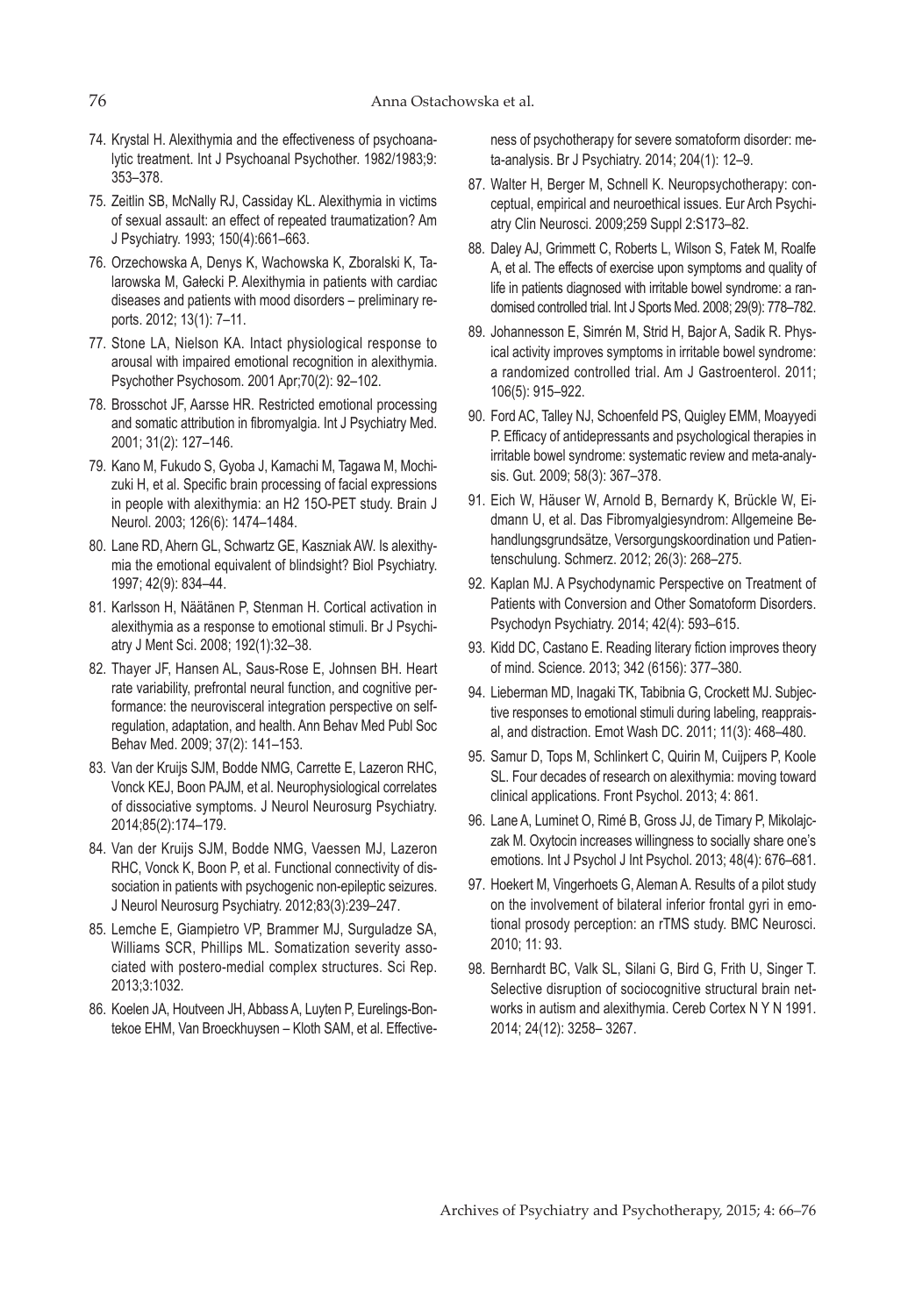74. Krystal H. Alexithymia and the effectiveness of psychoanalytic treatment. Int J Psychoanal Psychother. 1982/1983;9: 353–378.
75. Zeitlin SB, McNally RJ, Cassiday KL. Alexithymia in victims of sexual assault: an effect of repeated traumatization? Am J Psychiatry. 1993; 150(4):661–663.
76. Orzechowska A, Denys K, Wachowska K, Zboralski K, Talarowska M, Gałecki P. Alexithymia in patients with cardiac diseases and patients with mood disorders – preliminary reports. 2012; 13(1): 7–11.
77. Stone LA, Nielson KA. Intact physiological response to arousal with impaired emotional recognition in alexithymia. Psychother Psychosom. 2001 Apr;70(2): 92–102.
78. Brosschot JF, Aarsse HR. Restricted emotional processing and somatic attribution in fibromyalgia. Int J Psychiatry Med. 2001; 31(2): 127–146.
79. Kano M, Fukudo S, Gyoba J, Kamachi M, Tagawa M, Mochizuki H, et al. Specific brain processing of facial expressions in people with alexithymia: an H2 15O-PET study. Brain J Neurol. 2003; 126(6): 1474–1484.
80. Lane RD, Ahern GL, Schwartz GE, Kaszniak AW. Is alexithymia the emotional equivalent of blindsight? Biol Psychiatry. 1997; 42(9): 834–44.
81. Karlsson H, Näätänen P, Stenman H. Cortical activation in alexithymia as a response to emotional stimuli. Br J Psychiatry J Ment Sci. 2008; 192(1):32–38.
82. Thayer JF, Hansen AL, Saus-Rose E, Johnsen BH. Heart rate variability, prefrontal neural function, and cognitive performance: the neurovisceral integration perspective on self-regulation, adaptation, and health. Ann Behav Med Publ Soc Behav Med. 2009; 37(2): 141–153.
83. Van der Kruijs SJM, Bodde NMG, Carrette E, Lazeron RHC, Vonck KEJ, Boon PAJM, et al. Neurophysiological correlates of dissociative symptoms. J Neurol Neurosurg Psychiatry. 2014;85(2):174–179.
84. Van der Kruijs SJM, Bodde NMG, Vaessen MJ, Lazeron RHC, Vonck K, Boon P, et al. Functional connectivity of dissociation in patients with psychogenic non-epileptic seizures. J Neurol Neurosurg Psychiatry. 2012;83(3):239–247.
85. Lemche E, Giampietro VP, Brammer MJ, Surguladze SA, Williams SCR, Phillips ML. Somatization severity associated with postero-medial complex structures. Sci Rep. 2013;3:1032.
86. Koelen JA, Houtveen JH, Abbass A, Luyten P, Eurelings-Bontekoe EHM, Van Broeckhuysen – Kloth SAM, et al. Effectiveness of psychotherapy for severe somatoform disorder: meta-analysis. Br J Psychiatry. 2014; 204(1): 12–9.
87. Walter H, Berger M, Schnell K. Neuropsychotherapy: conceptual, empirical and neuroethical issues. Eur Arch Psychiatry Clin Neurosci. 2009;259 Suppl 2:S173–82.
88. Daley AJ, Grimmett C, Roberts L, Wilson S, Fatek M, Roalfe A, et al. The effects of exercise upon symptoms and quality of life in patients diagnosed with irritable bowel syndrome: a randomised controlled trial. Int J Sports Med. 2008; 29(9): 778–782.
89. Johannesson E, Simrén M, Strid H, Bajor A, Sadik R. Physical activity improves symptoms in irritable bowel syndrome: a randomized controlled trial. Am J Gastroenterol. 2011; 106(5): 915–922.
90. Ford AC, Talley NJ, Schoenfeld PS, Quigley EMM, Moayyedi P. Efficacy of antidepressants and psychological therapies in irritable bowel syndrome: systematic review and meta-analysis. Gut. 2009; 58(3): 367–378.
91. Eich W, Häuser W, Arnold B, Bernardy K, Brückle W, Eidmann U, et al. Das Fibromyalgiesyndrom: Allgemeine Behandlungsgrundsätze, Versorgungskoordination und Patientenschulung. Schmerz. 2012; 26(3): 268–275.
92. Kaplan MJ. A Psychodynamic Perspective on Treatment of Patients with Conversion and Other Somatoform Disorders. Psychodyn Psychiatry. 2014; 42(4): 593–615.
93. Kidd DC, Castano E. Reading literary fiction improves theory of mind. Science. 2013; 342 (6156): 377–380.
94. Lieberman MD, Inagaki TK, Tabibnia G, Crockett MJ. Subjective responses to emotional stimuli during labeling, reappraisal, and distraction. Emot Wash DC. 2011; 11(3): 468–480.
95. Samur D, Tops M, Schlinkert C, Quirin M, Cuijpers P, Koole SL. Four decades of research on alexithymia: moving toward clinical applications. Front Psychol. 2013; 4: 861.
96. Lane A, Luminet O, Rimé B, Gross JJ, de Timary P, Mikolajczak M. Oxytocin increases willingness to socially share one's emotions. Int J Psychol J Int Psychol. 2013; 48(4): 676–681.
97. Hoekert M, Vingerhoets G, Aleman A. Results of a pilot study on the involvement of bilateral inferior frontal gyri in emotional prosody perception: an rTMS study. BMC Neurosci. 2010; 11: 93.
98. Bernhardt BC, Valk SL, Silani G, Bird G, Frith U, Singer T. Selective disruption of sociocognitive structural brain networks in autism and alexithymia. Cereb Cortex N Y N 1991. 2014; 24(12): 3258– 3267.